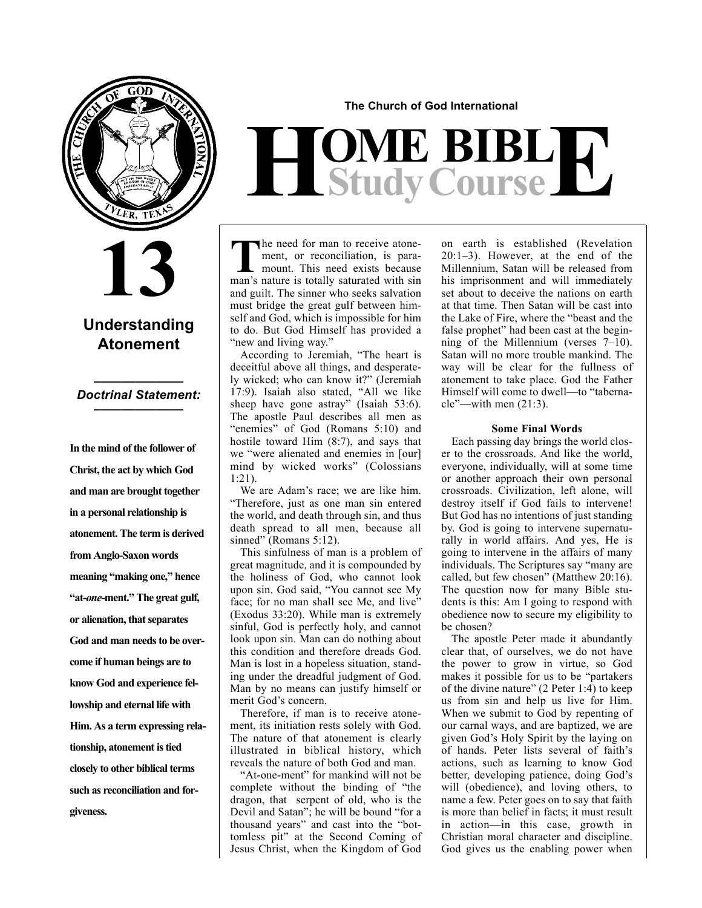The Church of God International

# HOME BIBLE Study Course

# 13

## Understanding Atonement

*Doctrinal Statement:*

**In the mind of the follower of Christ, the act by which God and man are brought together in a personal relationship is atonement. The term is derived from Anglo-Saxon words meaning "making one," hence "at-*one*-ment." The great gulf, or alienation, that separates God and man needs to be overcome if human beings are to know God and experience fellowship and eternal life with Him. As a term expressing relationship, atonement is tied closely to other biblical terms such as reconciliation and forgiveness.**

The need for man to receive atonement, or reconciliation, is paramount. This need exists because man's nature is totally saturated with sin and guilt. The sinner who seeks salvation must bridge the great gulf between himself and God, which is impossible for him to do. But God Himself has provided a "new and living way."

According to Jeremiah, "The heart is deceitful above all things, and desperately wicked; who can know it?" (Jeremiah 17:9). Isaiah also stated, "All we like sheep have gone astray" (Isaiah 53:6). The apostle Paul describes all men as "enemies" of God (Romans 5:10) and hostile toward Him (8:7), and says that we "were alienated and enemies in [our] mind by wicked works" (Colossians 1:21).

We are Adam's race; we are like him. "Therefore, just as one man sin entered the world, and death through sin, and thus death spread to all men, because all sinned" (Romans 5:12).

This sinfulness of man is a problem of great magnitude, and it is compounded by the holiness of God, who cannot look upon sin. God said, "You cannot see My face; for no man shall see Me, and live" (Exodus 33:20). While man is extremely sinful, God is perfectly holy, and cannot look upon sin. Man can do nothing about this condition and therefore dreads God. Man is lost in a hopeless situation, standing under the dreadful judgment of God. Man by no means can justify himself or merit God's concern.

Therefore, if man is to receive atonement, its initiation rests solely with God. The nature of that atonement is clearly illustrated in biblical history, which reveals the nature of both God and man.

"At-one-ment" for mankind will not be complete without the binding of "the dragon, that serpent of old, who is the Devil and Satan"; he will be bound "for a thousand years" and cast into the "bottomless pit" at the Second Coming of Jesus Christ, when the Kingdom of God on earth is established (Revelation 20:1–3). However, at the end of the Millennium, Satan will be released from his imprisonment and will immediately set about to deceive the nations on earth at that time. Then Satan will be cast into the Lake of Fire, where the "beast and the false prophet" had been cast at the beginning of the Millennium (verses 7–10). Satan will no more trouble mankind. The way will be clear for the fullness of atonement to take place. God the Father Himself will come to dwell—to "tabernacle"—with men (21:3).

### Some Final Words

Each passing day brings the world closer to the crossroads. And like the world, everyone, individually, will at some time or another approach their own personal crossroads. Civilization, left alone, will destroy itself if God fails to intervene! But God has no intentions of just standing by. God is going to intervene supernaturally in world affairs. And yes, He is going to intervene in the affairs of many individuals. The Scriptures say "many are called, but few chosen" (Matthew 20:16). The question now for many Bible students is this: Am I going to respond with obedience now to secure my eligibility to be chosen?

The apostle Peter made it abundantly clear that, of ourselves, we do not have the power to grow in virtue, so God makes it possible for us to be "partakers of the divine nature" (2 Peter 1:4) to keep us from sin and help us live for Him. When we submit to God by repenting of our carnal ways, and are baptized, we are given God's Holy Spirit by the laying on of hands. Peter lists several of faith's actions, such as learning to know God better, developing patience, doing God's will (obedience), and loving others, to name a few. Peter goes on to say that faith is more than belief in facts; it must result in action—in this case, growth in Christian moral character and discipline. God gives us the enabling power when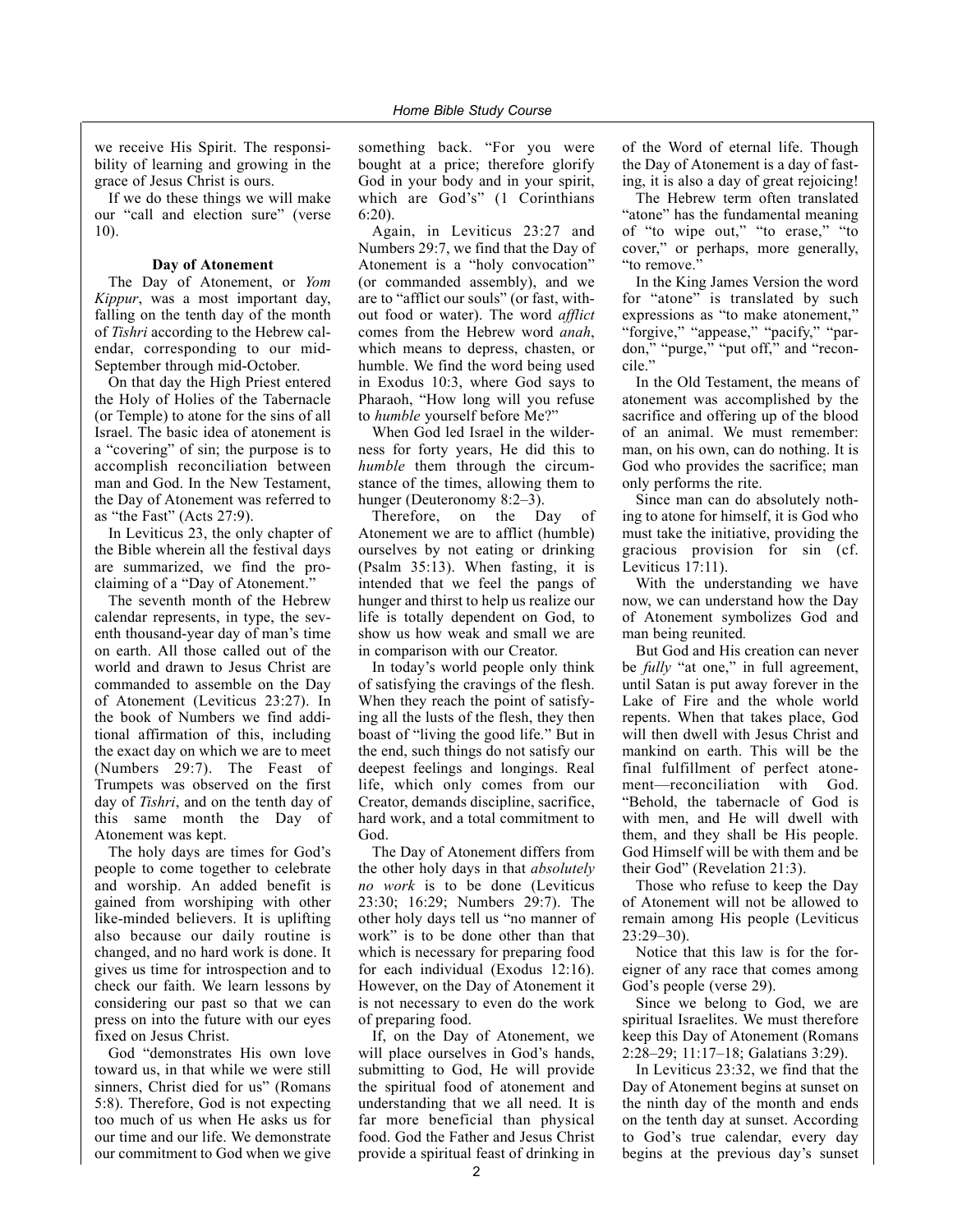we receive His Spirit. The responsibility of learning and growing in the grace of Jesus Christ is ours.

If we do these things we will make our "call and election sure" (verse 10).

### Day of Atonement

The Day of Atonement, or *Yom Kippur*, was a most important day, falling on the tenth day of the month of *Tishri* according to the Hebrew calendar, corresponding to our mid-September through mid-October.

On that day the High Priest entered the Holy of Holies of the Tabernacle (or Temple) to atone for the sins of all Israel. The basic idea of atonement is a "covering" of sin; the purpose is to accomplish reconciliation between man and God. In the New Testament, the Day of Atonement was referred to as "the Fast" (Acts 27:9).

In Leviticus 23, the only chapter of the Bible wherein all the festival days are summarized, we find the proclaiming of a "Day of Atonement."

The seventh month of the Hebrew calendar represents, in type, the seventh thousand-year day of man's time on earth. All those called out of the world and drawn to Jesus Christ are commanded to assemble on the Day of Atonement (Leviticus 23:27). In the book of Numbers we find additional affirmation of this, including the exact day on which we are to meet (Numbers 29:7). The Feast of Trumpets was observed on the first day of *Tishri*, and on the tenth day of this same month the Day of Atonement was kept.

The holy days are times for God's people to come together to celebrate and worship. An added benefit is gained from worshiping with other like-minded believers. It is uplifting also because our daily routine is changed, and no hard work is done. It gives us time for introspection and to check our faith. We learn lessons by considering our past so that we can press on into the future with our eyes fixed on Jesus Christ.

God "demonstrates His own love toward us, in that while we were still sinners, Christ died for us" (Romans 5:8). Therefore, God is not expecting too much of us when He asks us for our time and our life. We demonstrate our commitment to God when we give something back. "For you were bought at a price; therefore glorify God in your body and in your spirit, which are God's" (1 Corinthians 6:20).

Again, in Leviticus 23:27 and Numbers 29:7, we find that the Day of Atonement is a "holy convocation" (or commanded assembly), and we are to "afflict our souls" (or fast, without food or water). The word *afflict* comes from the Hebrew word *anah*, which means to depress, chasten, or humble. We find the word being used in Exodus 10:3, where God says to Pharaoh, "How long will you refuse to *humble* yourself before Me?"

When God led Israel in the wilderness for forty years, He did this to *humble* them through the circumstance of the times, allowing them to hunger (Deuteronomy 8:2–3).

Therefore, on the Day of Atonement we are to afflict (humble) ourselves by not eating or drinking (Psalm 35:13). When fasting, it is intended that we feel the pangs of hunger and thirst to help us realize our life is totally dependent on God, to show us how weak and small we are in comparison with our Creator.

In today's world people only think of satisfying the cravings of the flesh. When they reach the point of satisfying all the lusts of the flesh, they then boast of "living the good life." But in the end, such things do not satisfy our deepest feelings and longings. Real life, which only comes from our Creator, demands discipline, sacrifice, hard work, and a total commitment to God.

The Day of Atonement differs from the other holy days in that *absolutely no work* is to be done (Leviticus 23:30; 16:29; Numbers 29:7). The other holy days tell us "no manner of work" is to be done other than that which is necessary for preparing food for each individual (Exodus 12:16). However, on the Day of Atonement it is not necessary to even do the work of preparing food.

If, on the Day of Atonement, we will place ourselves in God's hands, submitting to God, He will provide the spiritual food of atonement and understanding that we all need. It is far more beneficial than physical food. God the Father and Jesus Christ provide a spiritual feast of drinking in of the Word of eternal life. Though the Day of Atonement is a day of fasting, it is also a day of great rejoicing!

The Hebrew term often translated "atone" has the fundamental meaning of "to wipe out," "to erase," "to cover," or perhaps, more generally, "to remove."

In the King James Version the word for "atone" is translated by such expressions as "to make atonement," "forgive," "appease," "pacify," "pardon," "purge," "put off," and "reconcile."

In the Old Testament, the means of atonement was accomplished by the sacrifice and offering up of the blood of an animal. We must remember: man, on his own, can do nothing. It is God who provides the sacrifice; man only performs the rite.

Since man can do absolutely nothing to atone for himself, it is God who must take the initiative, providing the gracious provision for sin (cf. Leviticus 17:11).

With the understanding we have now, we can understand how the Day of Atonement symbolizes God and man being reunited.

But God and His creation can never be *fully* "at one," in full agreement, until Satan is put away forever in the Lake of Fire and the whole world repents. When that takes place, God will then dwell with Jesus Christ and mankind on earth. This will be the final fulfillment of perfect atonement—reconciliation with God. "Behold, the tabernacle of God is with men, and He will dwell with them, and they shall be His people. God Himself will be with them and be their God" (Revelation 21:3).

Those who refuse to keep the Day of Atonement will not be allowed to remain among His people (Leviticus 23:29–30).

Notice that this law is for the foreigner of any race that comes among God's people (verse 29).

Since we belong to God, we are spiritual Israelites. We must therefore keep this Day of Atonement (Romans 2:28–29; 11:17–18; Galatians 3:29).

In Leviticus 23:32, we find that the Day of Atonement begins at sunset on the ninth day of the month and ends on the tenth day at sunset. According to God's true calendar, every day begins at the previous day's sunset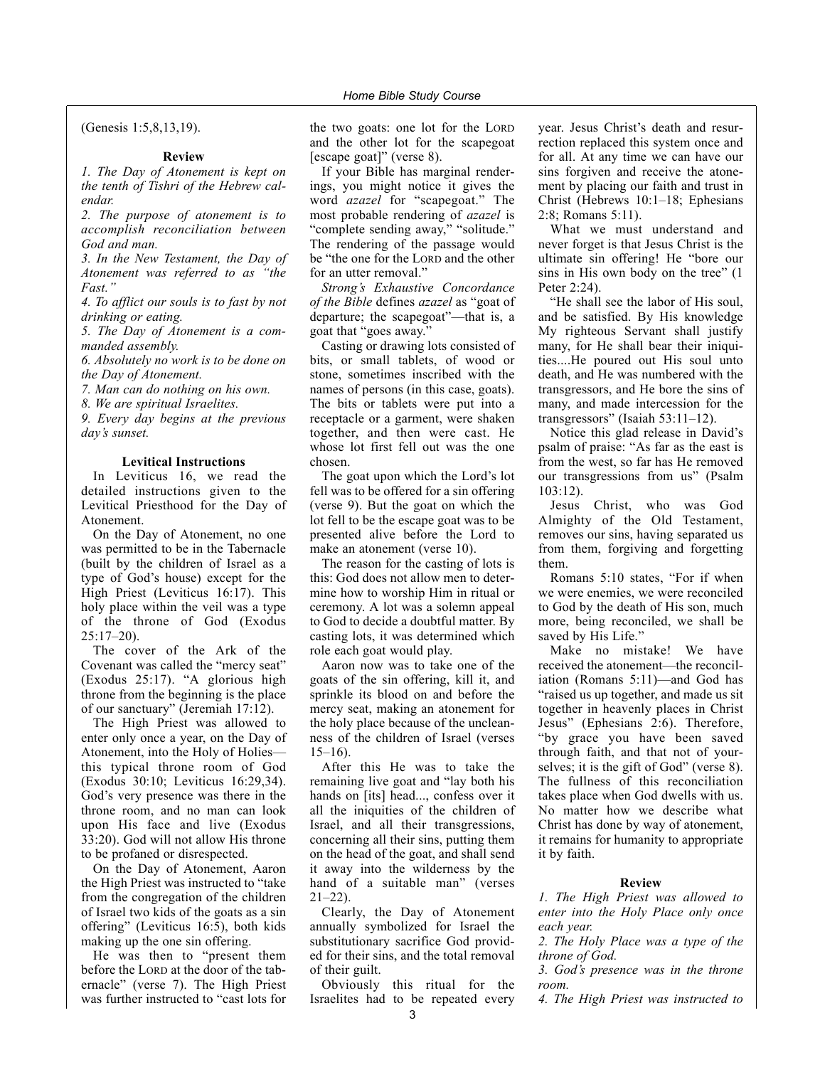(Genesis 1:5,8,13,19).

**Review**

*1. The Day of Atonement is kept on the tenth of Tishri of the Hebrew calendar.*

*2. The purpose of atonement is to accomplish reconciliation between God and man.*

*3. In the New Testament, the Day of Atonement was referred to as "the Fast."*

*4. To afflict our souls is to fast by not drinking or eating.*

*5. The Day of Atonement is a commanded assembly.*

*6. Absolutely no work is to be done on the Day of Atonement.*

*7. Man can do nothing on his own.*

*8. We are spiritual Israelites.*

*9. Every day begins at the previous day's sunset.*

**Levitical Instructions**

In Leviticus 16, we read the detailed instructions given to the Levitical Priesthood for the Day of Atonement.

On the Day of Atonement, no one was permitted to be in the Tabernacle (built by the children of Israel as a type of God's house) except for the High Priest (Leviticus 16:17). This holy place within the veil was a type of the throne of God (Exodus 25:17–20).

The cover of the Ark of the Covenant was called the "mercy seat" (Exodus 25:17). "A glorious high throne from the beginning is the place of our sanctuary" (Jeremiah 17:12).

The High Priest was allowed to enter only once a year, on the Day of Atonement, into the Holy of Holies—this typical throne room of God (Exodus 30:10; Leviticus 16:29,34). God's very presence was there in the throne room, and no man can look upon His face and live (Exodus 33:20). God will not allow His throne to be profaned or disrespected.

On the Day of Atonement, Aaron the High Priest was instructed to "take from the congregation of the children of Israel two kids of the goats as a sin offering" (Leviticus 16:5), both kids making up the one sin offering.

He was then to "present them before the LORD at the door of the tabernacle" (verse 7). The High Priest was further instructed to "cast lots for the two goats: one lot for the LORD and the other lot for the scapegoat [escape goat]" (verse 8).

If your Bible has marginal renderings, you might notice it gives the word *azazel* for "scapegoat." The most probable rendering of *azazel* is "complete sending away," "solitude." The rendering of the passage would be "the one for the LORD and the other for an utter removal."

*Strong's Exhaustive Concordance of the Bible* defines *azazel* as "goat of departure; the scapegoat"—that is, a goat that "goes away."

Casting or drawing lots consisted of bits, or small tablets, of wood or stone, sometimes inscribed with the names of persons (in this case, goats). The bits or tablets were put into a receptacle or a garment, were shaken together, and then were cast. He whose lot first fell out was the one chosen.

The goat upon which the Lord's lot fell was to be offered for a sin offering (verse 9). But the goat on which the lot fell to be the escape goat was to be presented alive before the Lord to make an atonement (verse 10).

The reason for the casting of lots is this: God does not allow men to determine how to worship Him in ritual or ceremony. A lot was a solemn appeal to God to decide a doubtful matter. By casting lots, it was determined which role each goat would play.

Aaron now was to take one of the goats of the sin offering, kill it, and sprinkle its blood on and before the mercy seat, making an atonement for the holy place because of the uncleanness of the children of Israel (verses 15–16).

After this He was to take the remaining live goat and "lay both his hands on [its] head..., confess over it all the iniquities of the children of Israel, and all their transgressions, concerning all their sins, putting them on the head of the goat, and shall send it away into the wilderness by the hand of a suitable man" (verses 21–22).

Clearly, the Day of Atonement annually symbolized for Israel the substitutionary sacrifice God provided for their sins, and the total removal of their guilt.

Obviously this ritual for the Israelites had to be repeated every year. Jesus Christ's death and resurrection replaced this system once and for all. At any time we can have our sins forgiven and receive the atonement by placing our faith and trust in Christ (Hebrews 10:1–18; Ephesians 2:8; Romans 5:11).

What we must understand and never forget is that Jesus Christ is the ultimate sin offering! He "bore our sins in His own body on the tree" (1 Peter 2:24).

"He shall see the labor of His soul, and be satisfied. By His knowledge My righteous Servant shall justify many, for He shall bear their iniquities....He poured out His soul unto death, and He was numbered with the transgressors, and He bore the sins of many, and made intercession for the transgressors" (Isaiah 53:11–12).

Notice this glad release in David's psalm of praise: "As far as the east is from the west, so far has He removed our transgressions from us" (Psalm 103:12).

Jesus Christ, who was God Almighty of the Old Testament, removes our sins, having separated us from them, forgiving and forgetting them.

Romans 5:10 states, "For if when we were enemies, we were reconciled to God by the death of His son, much more, being reconciled, we shall be saved by His Life."

Make no mistake! We have received the atonement—the reconciliation (Romans 5:11)—and God has "raised us up together, and made us sit together in heavenly places in Christ Jesus" (Ephesians 2:6). Therefore, "by grace you have been saved through faith, and that not of yourselves; it is the gift of God" (verse 8). The fullness of this reconciliation takes place when God dwells with us. No matter how we describe what Christ has done by way of atonement, it remains for humanity to appropriate it by faith.

**Review**

*1. The High Priest was allowed to enter into the Holy Place only once each year.*

*2. The Holy Place was a type of the throne of God.*

*3. God's presence was in the throne room.*

*4. The High Priest was instructed to*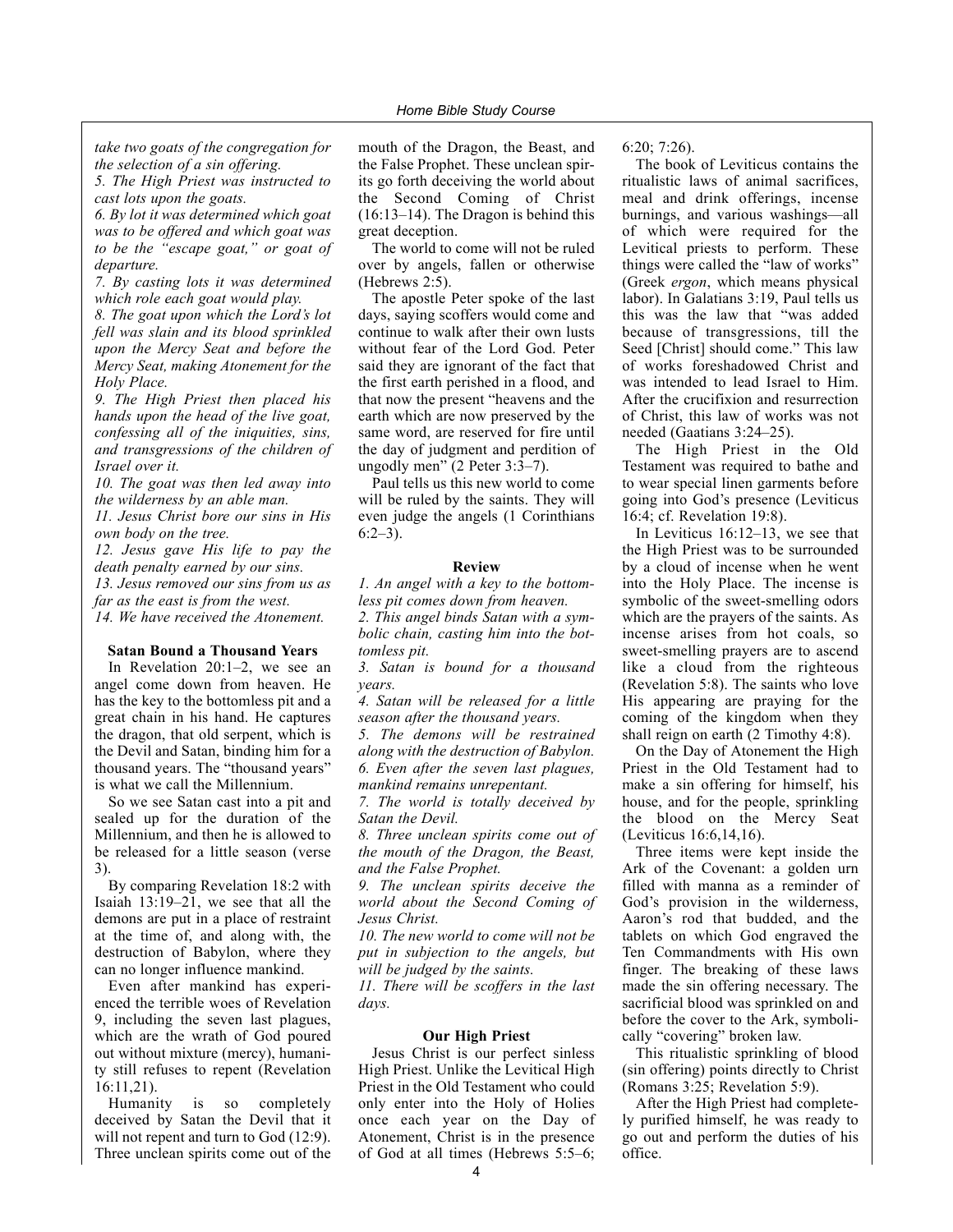*take two goats of the congregation for the selection of a sin offering.*

*5. The High Priest was instructed to cast lots upon the goats.*

*6. By lot it was determined which goat was to be offered and which goat was to be the "escape goat," or goat of departure.*

*7. By casting lots it was determined which role each goat would play.*

*8. The goat upon which the Lord's lot fell was slain and its blood sprinkled upon the Mercy Seat and before the Mercy Seat, making Atonement for the Holy Place.*

*9. The High Priest then placed his hands upon the head of the live goat, confessing all of the iniquities, sins, and transgressions of the children of Israel over it.*

*10. The goat was then led away into the wilderness by an able man.*

*11. Jesus Christ bore our sins in His own body on the tree.*

*12. Jesus gave His life to pay the death penalty earned by our sins.*

*13. Jesus removed our sins from us as far as the east is from the west.*

*14. We have received the Atonement.*

**Satan Bound a Thousand Years**

In Revelation 20:1–2, we see an angel come down from heaven. He has the key to the bottomless pit and a great chain in his hand. He captures the dragon, that old serpent, which is the Devil and Satan, binding him for a thousand years. The "thousand years" is what we call the Millennium.

So we see Satan cast into a pit and sealed up for the duration of the Millennium, and then he is allowed to be released for a little season (verse 3).

By comparing Revelation 18:2 with Isaiah 13:19–21, we see that all the demons are put in a place of restraint at the time of, and along with, the destruction of Babylon, where they can no longer influence mankind.

Even after mankind has experienced the terrible woes of Revelation 9, including the seven last plagues, which are the wrath of God poured out without mixture (mercy), humanity still refuses to repent (Revelation 16:11,21).

Humanity is so completely deceived by Satan the Devil that it will not repent and turn to God (12:9). Three unclean spirits come out of the mouth of the Dragon, the Beast, and the False Prophet. These unclean spirits go forth deceiving the world about the Second Coming of Christ (16:13–14). The Dragon is behind this great deception.

The world to come will not be ruled over by angels, fallen or otherwise (Hebrews 2:5).

The apostle Peter spoke of the last days, saying scoffers would come and continue to walk after their own lusts without fear of the Lord God. Peter said they are ignorant of the fact that the first earth perished in a flood, and that now the present "heavens and the earth which are now preserved by the same word, are reserved for fire until the day of judgment and perdition of ungodly men" (2 Peter 3:3–7).

Paul tells us this new world to come will be ruled by the saints. They will even judge the angels (1 Corinthians 6:2–3).

**Review**

*1. An angel with a key to the bottomless pit comes down from heaven.*

*2. This angel binds Satan with a symbolic chain, casting him into the bottomless pit.*

*3. Satan is bound for a thousand years.*

*4. Satan will be released for a little season after the thousand years.*

*5. The demons will be restrained along with the destruction of Babylon.*

*6. Even after the seven last plagues, mankind remains unrepentant.*

*7. The world is totally deceived by Satan the Devil.*

*8. Three unclean spirits come out of the mouth of the Dragon, the Beast, and the False Prophet.*

*9. The unclean spirits deceive the world about the Second Coming of Jesus Christ.*

*10. The new world to come will not be put in subjection to the angels, but will be judged by the saints.*

*11. There will be scoffers in the last days.*

**Our High Priest**

Jesus Christ is our perfect sinless High Priest. Unlike the Levitical High Priest in the Old Testament who could only enter into the Holy of Holies once each year on the Day of Atonement, Christ is in the presence of God at all times (Hebrews 5:5–6; 6:20; 7:26).

The book of Leviticus contains the ritualistic laws of animal sacrifices, meal and drink offerings, incense burnings, and various washings—all of which were required for the Levitical priests to perform. These things were called the "law of works" (Greek *ergon*, which means physical labor). In Galatians 3:19, Paul tells us this was the law that "was added because of transgressions, till the Seed [Christ] should come." This law of works foreshadowed Christ and was intended to lead Israel to Him. After the crucifixion and resurrection of Christ, this law of works was not needed (Gaatians 3:24–25).

The High Priest in the Old Testament was required to bathe and to wear special linen garments before going into God's presence (Leviticus 16:4; cf. Revelation 19:8).

In Leviticus 16:12–13, we see that the High Priest was to be surrounded by a cloud of incense when he went into the Holy Place. The incense is symbolic of the sweet-smelling odors which are the prayers of the saints. As incense arises from hot coals, so sweet-smelling prayers are to ascend like a cloud from the righteous (Revelation 5:8). The saints who love His appearing are praying for the coming of the kingdom when they shall reign on earth (2 Timothy 4:8).

On the Day of Atonement the High Priest in the Old Testament had to make a sin offering for himself, his house, and for the people, sprinkling the blood on the Mercy Seat (Leviticus 16:6,14,16).

Three items were kept inside the Ark of the Covenant: a golden urn filled with manna as a reminder of God's provision in the wilderness, Aaron's rod that budded, and the tablets on which God engraved the Ten Commandments with His own finger. The breaking of these laws made the sin offering necessary. The sacrificial blood was sprinkled on and before the cover to the Ark, symbolically "covering" broken law.

This ritualistic sprinkling of blood (sin offering) points directly to Christ (Romans 3:25; Revelation 5:9).

After the High Priest had completely purified himself, he was ready to go out and perform the duties of his office.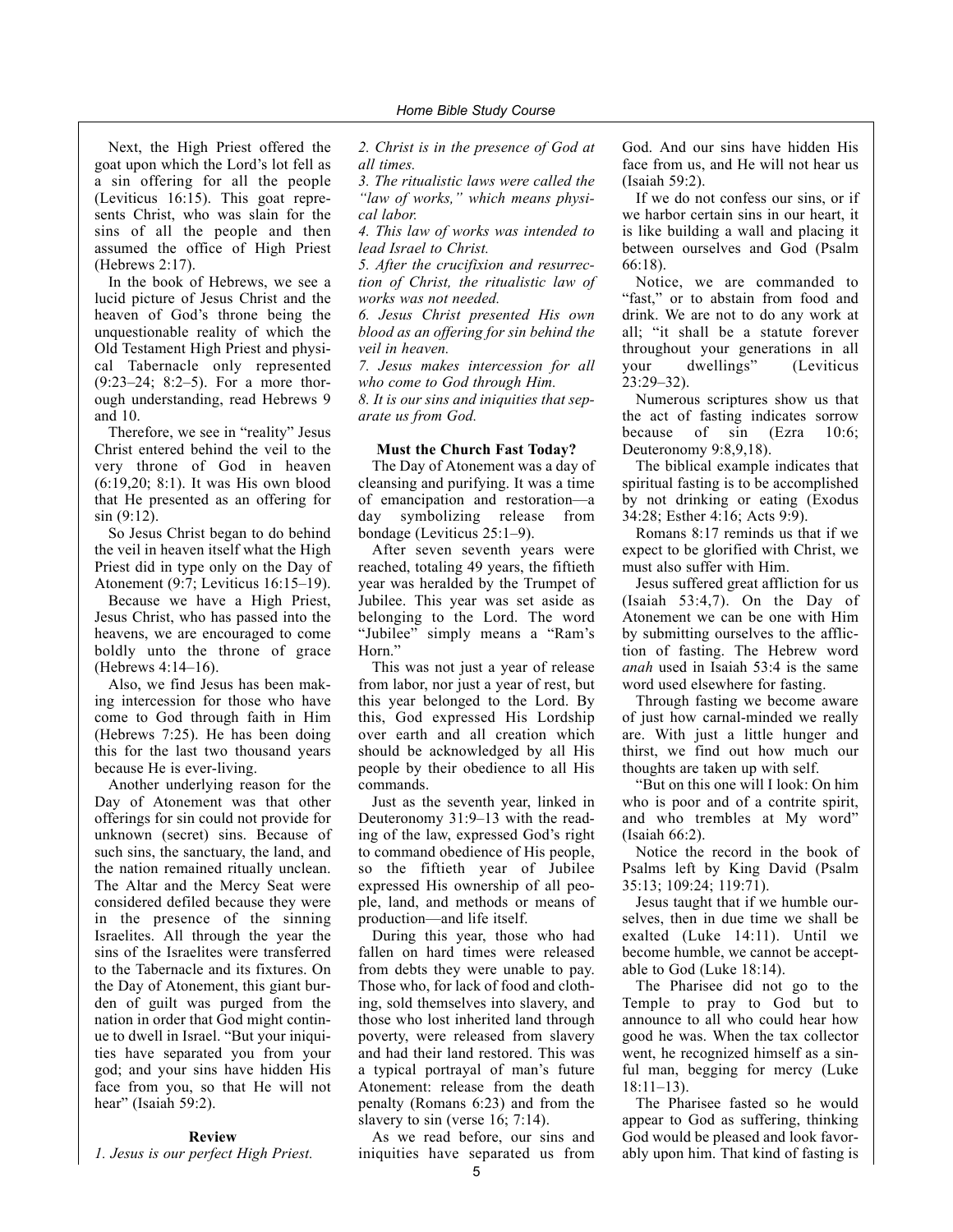Next, the High Priest offered the goat upon which the Lord's lot fell as a sin offering for all the people (Leviticus 16:15). This goat represents Christ, who was slain for the sins of all the people and then assumed the office of High Priest (Hebrews 2:17).

In the book of Hebrews, we see a lucid picture of Jesus Christ and the heaven of God's throne being the unquestionable reality of which the Old Testament High Priest and physical Tabernacle only represented (9:23–24; 8:2–5). For a more thorough understanding, read Hebrews 9 and 10.

Therefore, we see in "reality" Jesus Christ entered behind the veil to the very throne of God in heaven (6:19,20; 8:1). It was His own blood that He presented as an offering for sin (9:12).

So Jesus Christ began to do behind the veil in heaven itself what the High Priest did in type only on the Day of Atonement (9:7; Leviticus 16:15–19).

Because we have a High Priest, Jesus Christ, who has passed into the heavens, we are encouraged to come boldly unto the throne of grace (Hebrews 4:14–16).

Also, we find Jesus has been making intercession for those who have come to God through faith in Him (Hebrews 7:25). He has been doing this for the last two thousand years because He is ever-living.

Another underlying reason for the Day of Atonement was that other offerings for sin could not provide for unknown (secret) sins. Because of such sins, the sanctuary, the land, and the nation remained ritually unclean. The Altar and the Mercy Seat were considered defiled because they were in the presence of the sinning Israelites. All through the year the sins of the Israelites were transferred to the Tabernacle and its fixtures. On the Day of Atonement, this giant burden of guilt was purged from the nation in order that God might continue to dwell in Israel. "But your iniquities have separated you from your god; and your sins have hidden His face from you, so that He will not hear" (Isaiah 59:2).

**Review**

*1. Jesus is our perfect High Priest.*

*2. Christ is in the presence of God at all times.*

*3. The ritualistic laws were called the "law of works," which means physical labor.*

*4. This law of works was intended to lead Israel to Christ.*

*5. After the crucifixion and resurrection of Christ, the ritualistic law of works was not needed.*

*6. Jesus Christ presented His own blood as an offering for sin behind the veil in heaven.*

*7. Jesus makes intercession for all who come to God through Him.*

*8. It is our sins and iniquities that separate us from God.*

**Must the Church Fast Today?**

The Day of Atonement was a day of cleansing and purifying. It was a time of emancipation and restoration—a day symbolizing release from bondage (Leviticus 25:1–9).

After seven seventh years were reached, totaling 49 years, the fiftieth year was heralded by the Trumpet of Jubilee. This year was set aside as belonging to the Lord. The word "Jubilee" simply means a "Ram's Horn."

This was not just a year of release from labor, nor just a year of rest, but this year belonged to the Lord. By this, God expressed His Lordship over earth and all creation which should be acknowledged by all His people by their obedience to all His commands.

Just as the seventh year, linked in Deuteronomy 31:9–13 with the reading of the law, expressed God's right to command obedience of His people, so the fiftieth year of Jubilee expressed His ownership of all people, land, and methods or means of production—and life itself.

During this year, those who had fallen on hard times were released from debts they were unable to pay. Those who, for lack of food and clothing, sold themselves into slavery, and those who lost inherited land through poverty, were released from slavery and had their land restored. This was a typical portrayal of man's future Atonement: release from the death penalty (Romans 6:23) and from the slavery to sin (verse 16; 7:14).

As we read before, our sins and iniquities have separated us from God. And our sins have hidden His face from us, and He will not hear us (Isaiah 59:2).

If we do not confess our sins, or if we harbor certain sins in our heart, it is like building a wall and placing it between ourselves and God (Psalm 66:18).

Notice, we are commanded to "fast," or to abstain from food and drink. We are not to do any work at all; "it shall be a statute forever throughout your generations in all your dwellings" (Leviticus 23:29–32).

Numerous scriptures show us that the act of fasting indicates sorrow because of sin (Ezra 10:6; Deuteronomy 9:8,9,18).

The biblical example indicates that spiritual fasting is to be accomplished by not drinking or eating (Exodus 34:28; Esther 4:16; Acts 9:9).

Romans 8:17 reminds us that if we expect to be glorified with Christ, we must also suffer with Him.

Jesus suffered great affliction for us (Isaiah 53:4,7). On the Day of Atonement we can be one with Him by submitting ourselves to the affliction of fasting. The Hebrew word *anah* used in Isaiah 53:4 is the same word used elsewhere for fasting.

Through fasting we become aware of just how carnal-minded we really are. With just a little hunger and thirst, we find out how much our thoughts are taken up with self.

"But on this one will I look: On him who is poor and of a contrite spirit, and who trembles at My word" (Isaiah 66:2).

Notice the record in the book of Psalms left by King David (Psalm 35:13; 109:24; 119:71).

Jesus taught that if we humble ourselves, then in due time we shall be exalted (Luke 14:11). Until we become humble, we cannot be acceptable to God (Luke 18:14).

The Pharisee did not go to the Temple to pray to God but to announce to all who could hear how good he was. When the tax collector went, he recognized himself as a sinful man, begging for mercy (Luke 18:11–13).

The Pharisee fasted so he would appear to God as suffering, thinking God would be pleased and look favorably upon him. That kind of fasting is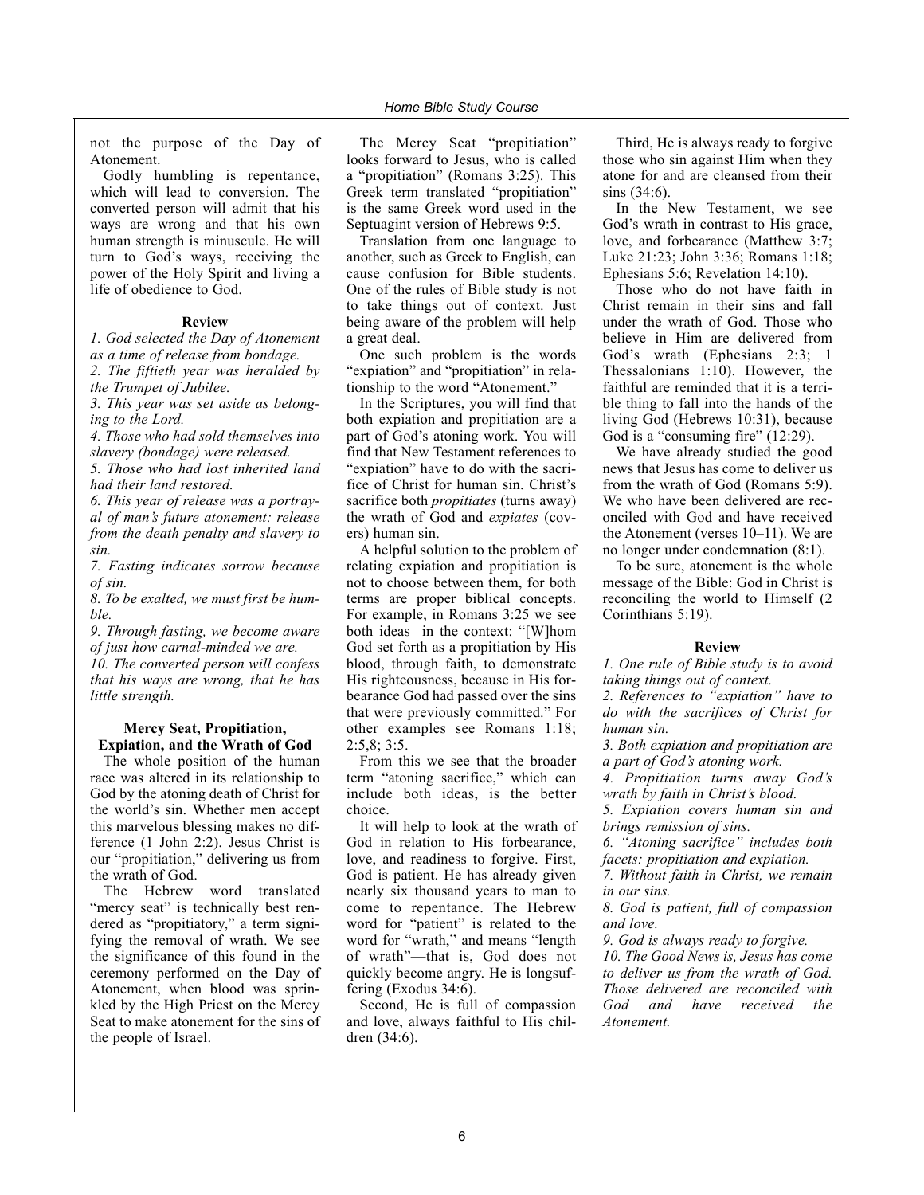not the purpose of the Day of Atonement.

Godly humbling is repentance, which will lead to conversion. The converted person will admit that his ways are wrong and that his own human strength is minuscule. He will turn to God's ways, receiving the power of the Holy Spirit and living a life of obedience to God.

**Review**

*1. God selected the Day of Atonement as a time of release from bondage.*

*2. The fiftieth year was heralded by the Trumpet of Jubilee.*

*3. This year was set aside as belonging to the Lord.*

*4. Those who had sold themselves into slavery (bondage) were released.*

*5. Those who had lost inherited land had their land restored.*

*6. This year of release was a portrayal of man's future atonement: release from the death penalty and slavery to sin.*

*7. Fasting indicates sorrow because of sin.*

*8. To be exalted, we must first be humble.*

*9. Through fasting, we become aware of just how carnal-minded we are.*

*10. The converted person will confess that his ways are wrong, that he has little strength.*

### Mercy Seat, Propitiation, Expiation, and the Wrath of God

The whole position of the human race was altered in its relationship to God by the atoning death of Christ for the world's sin. Whether men accept this marvelous blessing makes no difference (1 John 2:2). Jesus Christ is our "propitiation," delivering us from the wrath of God.

The Hebrew word translated "mercy seat" is technically best rendered as "propitiatory," a term signifying the removal of wrath. We see the significance of this found in the ceremony performed on the Day of Atonement, when blood was sprinkled by the High Priest on the Mercy Seat to make atonement for the sins of the people of Israel.

The Mercy Seat "propitiation" looks forward to Jesus, who is called a "propitiation" (Romans 3:25). This Greek term translated "propitiation" is the same Greek word used in the Septuagint version of Hebrews 9:5.

Translation from one language to another, such as Greek to English, can cause confusion for Bible students. One of the rules of Bible study is not to take things out of context. Just being aware of the problem will help a great deal.

One such problem is the words "expiation" and "propitiation" in relationship to the word "Atonement."

In the Scriptures, you will find that both expiation and propitiation are a part of God's atoning work. You will find that New Testament references to "expiation" have to do with the sacrifice of Christ for human sin. Christ's sacrifice both *propitiates* (turns away) the wrath of God and *expiates* (covers) human sin.

A helpful solution to the problem of relating expiation and propitiation is not to choose between them, for both terms are proper biblical concepts. For example, in Romans 3:25 we see both ideas in the context: "[W]hom God set forth as a propitiation by His blood, through faith, to demonstrate His righteousness, because in His forbearance God had passed over the sins that were previously committed." For other examples see Romans 1:18; 2:5,8; 3:5.

From this we see that the broader term "atoning sacrifice," which can include both ideas, is the better choice.

It will help to look at the wrath of God in relation to His forbearance, love, and readiness to forgive. First, God is patient. He has already given nearly six thousand years to man to come to repentance. The Hebrew word for "patient" is related to the word for "wrath," and means "length of wrath"—that is, God does not quickly become angry. He is longsuffering (Exodus 34:6).

Second, He is full of compassion and love, always faithful to His children (34:6).

Third, He is always ready to forgive those who sin against Him when they atone for and are cleansed from their sins (34:6).

In the New Testament, we see God's wrath in contrast to His grace, love, and forbearance (Matthew 3:7; Luke 21:23; John 3:36; Romans 1:18; Ephesians 5:6; Revelation 14:10).

Those who do not have faith in Christ remain in their sins and fall under the wrath of God. Those who believe in Him are delivered from God's wrath (Ephesians 2:3; 1 Thessalonians 1:10). However, the faithful are reminded that it is a terrible thing to fall into the hands of the living God (Hebrews 10:31), because God is a "consuming fire" (12:29).

We have already studied the good news that Jesus has come to deliver us from the wrath of God (Romans 5:9). We who have been delivered are reconciled with God and have received the Atonement (verses 10–11). We are no longer under condemnation (8:1).

To be sure, atonement is the whole message of the Bible: God in Christ is reconciling the world to Himself (2 Corinthians 5:19).

**Review**

*1. One rule of Bible study is to avoid taking things out of context.*

*2. References to "expiation" have to do with the sacrifices of Christ for human sin.*

*3. Both expiation and propitiation are a part of God's atoning work.*

*4. Propitiation turns away God's wrath by faith in Christ's blood.*

*5. Expiation covers human sin and brings remission of sins.*

*6. "Atoning sacrifice" includes both facets: propitiation and expiation.*

*7. Without faith in Christ, we remain in our sins.*

*8. God is patient, full of compassion and love.*

*9. God is always ready to forgive.*

*10. The Good News is, Jesus has come to deliver us from the wrath of God. Those delivered are reconciled with God and have received the Atonement.*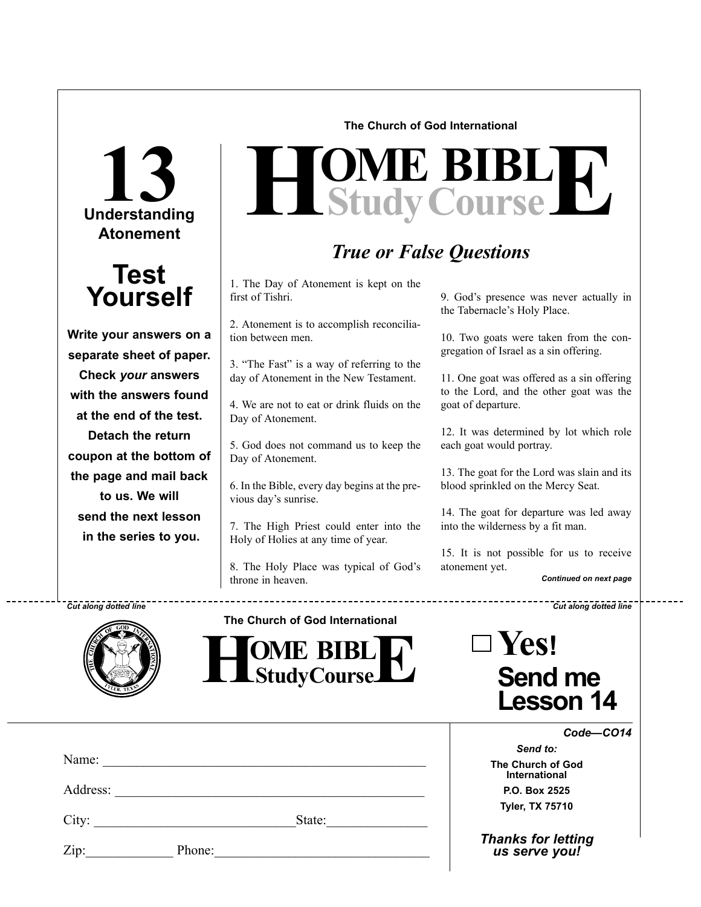The Church of God International

# HOME BIBLE Study Course

## 13

### Understanding Atonement

## Test Yourself

**Write your answers on a separate sheet of paper. Check *your* answers with the answers found at the end of the test. Detach the return coupon at the bottom of the page and mail back to us. We will send the next lesson in the series to you.**

## *True or False Questions*

1. The Day of Atonement is kept on the first of Tishri.

2. Atonement is to accomplish reconciliation between men.

3. "The Fast" is a way of referring to the day of Atonement in the New Testament.

4. We are not to eat or drink fluids on the Day of Atonement.

5. God does not command us to keep the Day of Atonement.

6. In the Bible, every day begins at the previous day's sunrise.

7. The High Priest could enter into the Holy of Holies at any time of year.

8. The Holy Place was typical of God's throne in heaven.

9. God's presence was never actually in the Tabernacle's Holy Place.

10. Two goats were taken from the congregation of Israel as a sin offering.

11. One goat was offered as a sin offering to the Lord, and the other goat was the goat of departure.

12. It was determined by lot which role each goat would portray.

13. The goat for the Lord was slain and its blood sprinkled on the Mercy Seat.

14. The goat for departure was led away into the wilderness by a fit man.

15. It is not possible for us to receive atonement yet.

***Continued on next page***

*Cut along dotted line* - - - - - - - - - - - - - - - - - - - - - - - - - - - - *Cut along dotted line*

The Church of God International

**HOME BIBLE StudyCourse**

☐ **Yes! Send me Lesson 14**

***Code—CO14***

Name: ______________________________________________

Address: ____________________________________________

City: _____________________________ State: ______________

Zip: ____________ Phone: _______________________________

***Send to:***

**The Church of God International**
**P.O. Box 2525**
**Tyler, TX 75710**

***Thanks for letting us serve you!***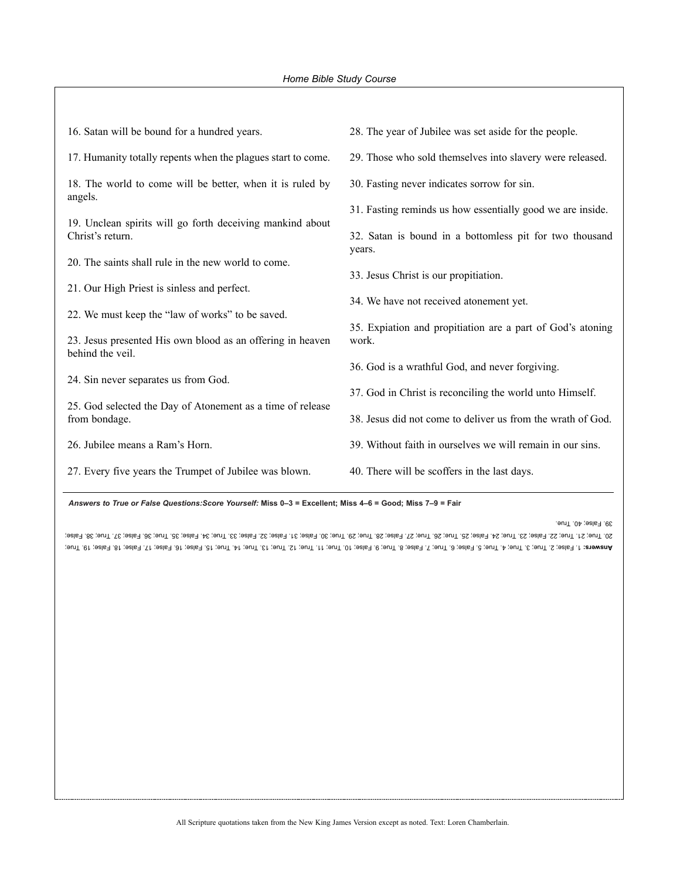16. Satan will be bound for a hundred years.

17. Humanity totally repents when the plagues start to come.

18. The world to come will be better, when it is ruled by angels.

19. Unclean spirits will go forth deceiving mankind about Christ's return.

20. The saints shall rule in the new world to come.

21. Our High Priest is sinless and perfect.

22. We must keep the "law of works" to be saved.

23. Jesus presented His own blood as an offering in heaven behind the veil.

24. Sin never separates us from God.

25. God selected the Day of Atonement as a time of release from bondage.

26. Jubilee means a Ram's Horn.

27. Every five years the Trumpet of Jubilee was blown.

28. The year of Jubilee was set aside for the people.

29. Those who sold themselves into slavery were released.

30. Fasting never indicates sorrow for sin.

31. Fasting reminds us how essentially good we are inside.

32. Satan is bound in a bottomless pit for two thousand years.

33. Jesus Christ is our propitiation.

34. We have not received atonement yet.

35. Expiation and propitiation are a part of God's atoning work.

36. God is a wrathful God, and never forgiving.

37. God in Christ is reconciling the world unto Himself.

38. Jesus did not come to deliver us from the wrath of God.

39. Without faith in ourselves we will remain in our sins.

40. There will be scoffers in the last days.

***Answers to True or False Questions:Score Yourself:*** **Miss 0–3 = Excellent; Miss 4–6 = Good; Miss 7–9 = Fair**

**Answers:** 1. False; 2. True; 3. True; 4. True; 5. False; 6. True; 7. False; 8. True; 9. False; 10. True; 11. True; 12. True; 13. True; 14. True; 15. False; 16. False; 17. False; 18. False; 19. True; 20. True; 21. True; 22. False; 23. True; 24. False; 25. True; 26. True; 27. False; 28. True; 29. True; 30. False; 31. False; 32. False; 33. True; 34. False; 35. True; 36. False; 37. True; 38. False; 39. False; 40. True.

All Scripture quotations taken from the New King James Version except as noted. Text: Loren Chamberlain.